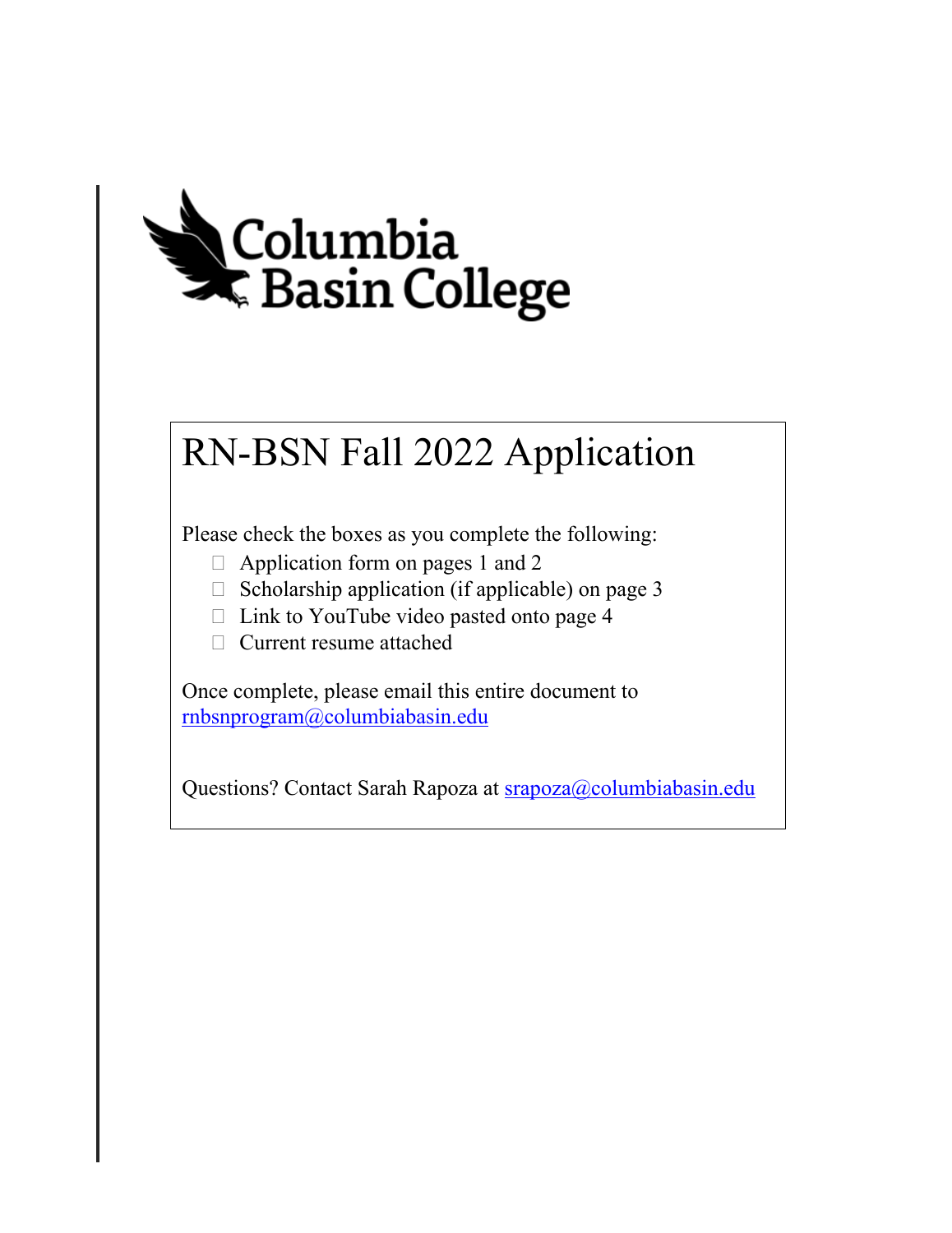Columbia Basin College

# RN-BSN Fall 2022 Application

Please check the boxes as you complete the following:

- ☐ Application form on pages 1 and 2
- ☐ Scholarship application (if applicable) on page 3
- ☐ Link to YouTube video pasted onto page 4
- ☐ Current resume attached

Once complete, please email this entire document to rnbsnprogram@columbiabasin.edu

Questions? Contact Sarah Rapoza at srapoza@columbiabasin.edu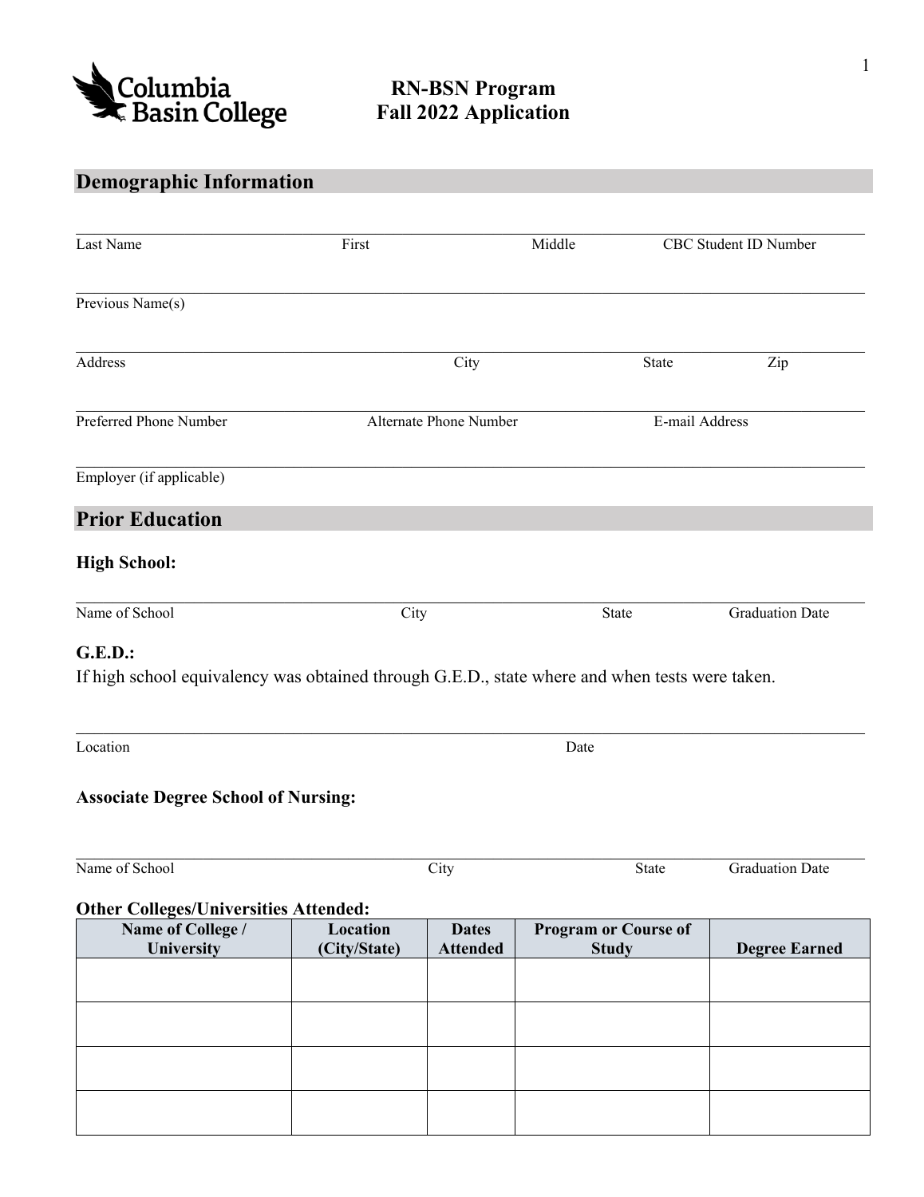# RN-BSN Program
# Fall 2022 Application

## Demographic Information

Last Name | First | Middle | CBC Student ID Number

Previous Name(s)

Address | City | State | Zip

Preferred Phone Number | Alternate Phone Number | E-mail Address

Employer (if applicable)

## Prior Education

### High School:

Name of School | City | State | Graduation Date

### G.E.D.:

If high school equivalency was obtained through G.E.D., state where and when tests were taken.

Location | Date

### Associate Degree School of Nursing:

Name of School | City | State | Graduation Date

### Other Colleges/Universities Attended:

| Name of College / University | Location (City/State) | Dates Attended | Program or Course of Study | Degree Earned |
|---|---|---|---|---|
| | | | | |
| | | | | |
| | | | | |
| | | | | |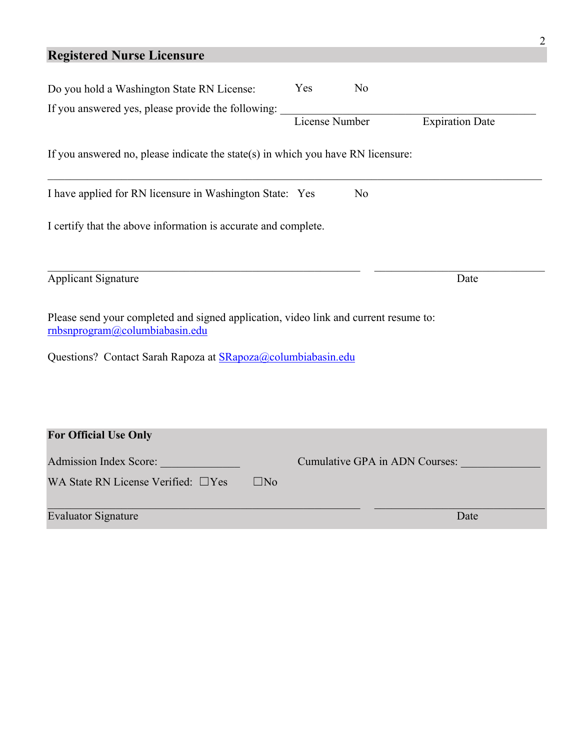## Registered Nurse Licensure

Do you hold a Washington State RN License: Yes No

If you answered yes, please provide the following: ________________________________________

License Number Expiration Date

If you answered no, please indicate the state(s) in which you have RN licensure:

________________________________________________________________________________

I have applied for RN licensure in Washington State: Yes No

I certify that the above information is accurate and complete.

________________________________________ ____________________

Applicant Signature Date

Please send your completed and signed application, video link and current resume to: [rnbsnprogram@columbiabasin.edu](mailto:rnbsnprogram@columbiabasin.edu)

Questions? Contact Sarah Rapoza at [SRapoza@columbiabasin.edu](mailto:SRapoza@columbiabasin.edu)

**For Official Use Only**

Admission Index Score: ______________ Cumulative GPA in ADN Courses: ______________

WA State RN License Verified: ☐Yes ☐No

________________________________________ ____________________

Evaluator Signature Date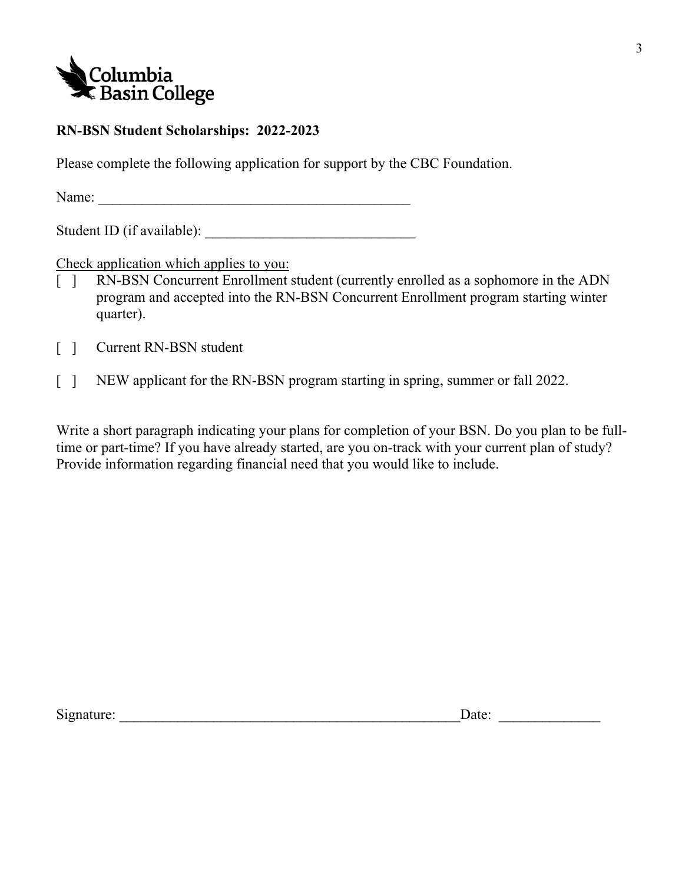Columbia Basin College

**RN-BSN Student Scholarships: 2022-2023**

Please complete the following application for support by the CBC Foundation.

Name: ___________________________________________

Student ID (if available): _____________________________

Check application which applies to you:

[ ] RN-BSN Concurrent Enrollment student (currently enrolled as a sophomore in the ADN program and accepted into the RN-BSN Concurrent Enrollment program starting winter quarter).

[ ] Current RN-BSN student

[ ] NEW applicant for the RN-BSN program starting in spring, summer or fall 2022.

Write a short paragraph indicating your plans for completion of your BSN. Do you plan to be full-time or part-time? If you have already started, are you on-track with your current plan of study? Provide information regarding financial need that you would like to include.

Signature: _______________________________________________Date: ______________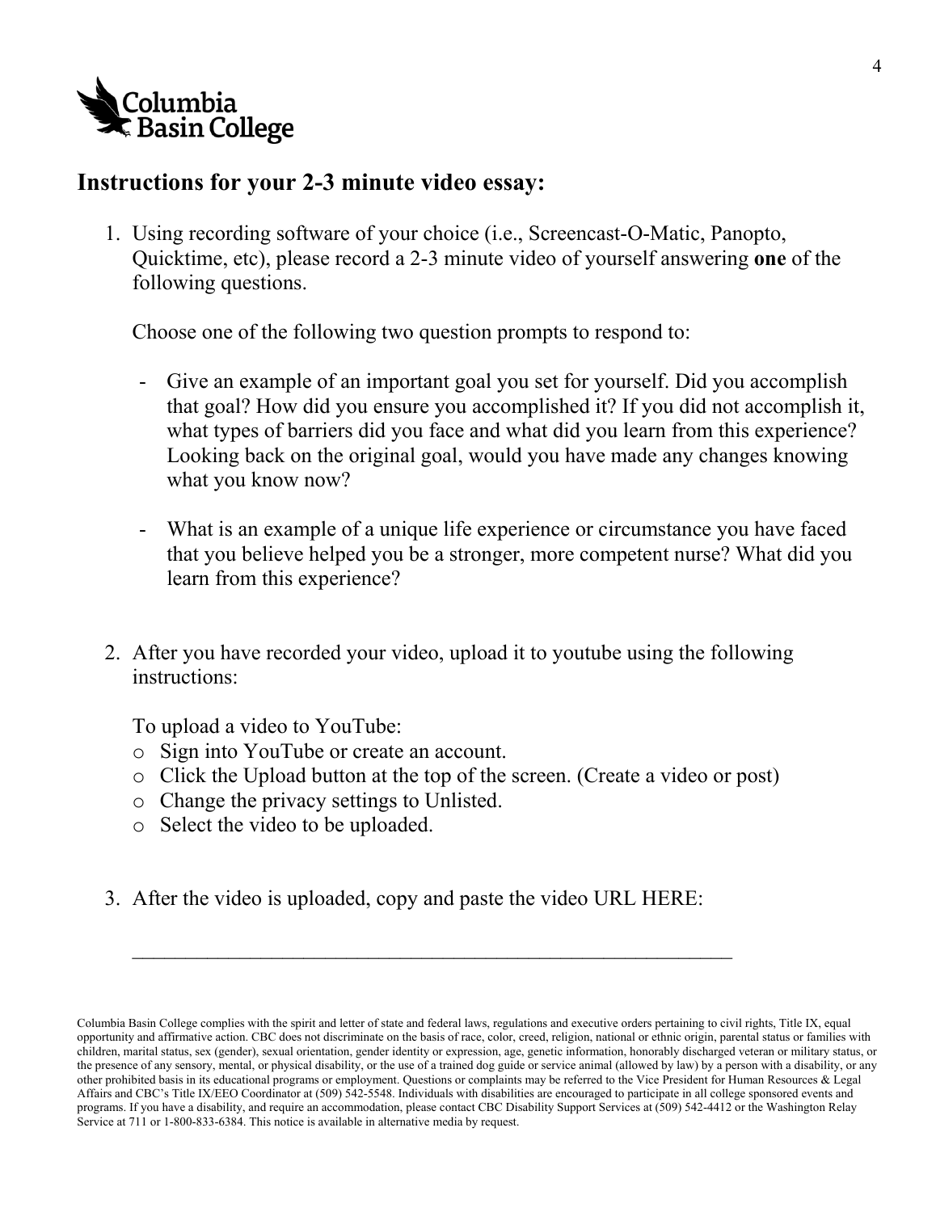Columbia Basin College

## Instructions for your 2-3 minute video essay:

1. Using recording software of your choice (i.e., Screencast-O-Matic, Panopto, Quicktime, etc), please record a 2-3 minute video of yourself answering **one** of the following questions.

   Choose one of the following two question prompts to respond to:

   - Give an example of an important goal you set for yourself. Did you accomplish that goal? How did you ensure you accomplished it? If you did not accomplish it, what types of barriers did you face and what did you learn from this experience? Looking back on the original goal, would you have made any changes knowing what you know now?

   - What is an example of a unique life experience or circumstance you have faced that you believe helped you be a stronger, more competent nurse? What did you learn from this experience?

2. After you have recorded your video, upload it to youtube using the following instructions:

   To upload a video to YouTube:
   - Sign into YouTube or create an account.
   - Click the Upload button at the top of the screen. (Create a video or post)
   - Change the privacy settings to Unlisted.
   - Select the video to be uploaded.

3. After the video is uploaded, copy and paste the video URL HERE:

   ____________________________________________________________

Columbia Basin College complies with the spirit and letter of state and federal laws, regulations and executive orders pertaining to civil rights, Title IX, equal opportunity and affirmative action. CBC does not discriminate on the basis of race, color, creed, religion, national or ethnic origin, parental status or families with children, marital status, sex (gender), sexual orientation, gender identity or expression, age, genetic information, honorably discharged veteran or military status, or the presence of any sensory, mental, or physical disability, or the use of a trained dog guide or service animal (allowed by law) by a person with a disability, or any other prohibited basis in its educational programs or employment. Questions or complaints may be referred to the Vice President for Human Resources & Legal Affairs and CBC's Title IX/EEO Coordinator at (509) 542-5548. Individuals with disabilities are encouraged to participate in all college sponsored events and programs. If you have a disability, and require an accommodation, please contact CBC Disability Support Services at (509) 542-4412 or the Washington Relay Service at 711 or 1-800-833-6384. This notice is available in alternative media by request.